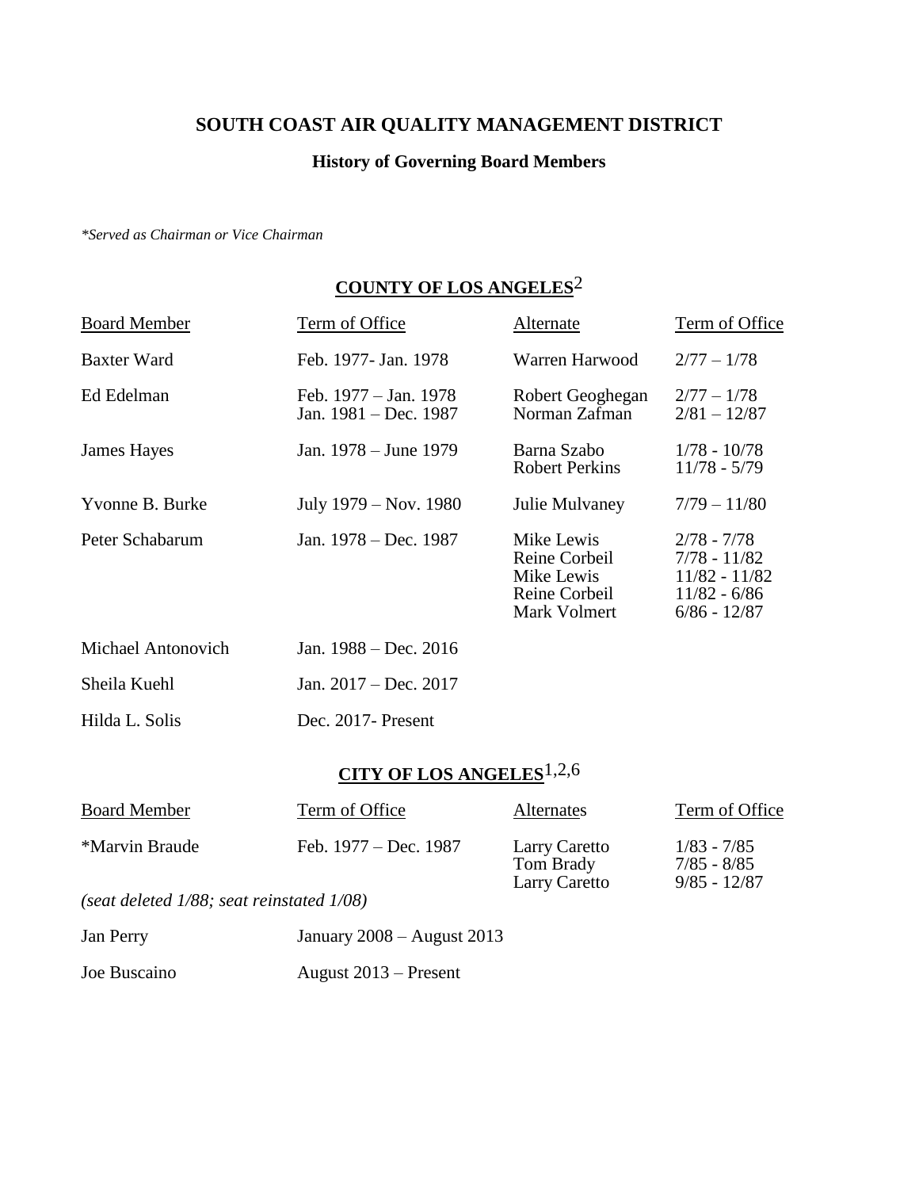# SOUTH COAST AIR QUALITY MANAGEMENT DISTRICT

## History of Governing Board Members

*\*Served as Chairman or Vice Chairman*

### COUNTY OF LOS ANGELES[2]

| Board Member | Term of Office | Alternate | Term of Office |
|---|---|---|---|
| Baxter Ward | Feb. 1977- Jan. 1978 | Warren Harwood | 2/77 – 1/78 |
| Ed Edelman | Feb. 1977 – Jan. 1978<br>Jan. 1981 – Dec. 1987 | Robert Geoghegan<br>Norman Zafman | 2/77 – 1/78<br>2/81 – 12/87 |
| James Hayes | Jan. 1978 – June 1979 | Barna Szabo<br>Robert Perkins | 1/78 - 10/78<br>11/78 - 5/79 |
| Yvonne B. Burke | July 1979 – Nov. 1980 | Julie Mulvaney | 7/79 – 11/80 |
| Peter Schabarum | Jan. 1978 – Dec. 1987 | Mike Lewis<br>Reine Corbeil<br>Mike Lewis<br>Reine Corbeil<br>Mark Volmert | 2/78 - 7/78<br>7/78 - 11/82<br>11/82 - 11/82<br>11/82 - 6/86<br>6/86 - 12/87 |
| Michael Antonovich | Jan. 1988 – Dec. 2016 | | |
| Sheila Kuehl | Jan. 2017 – Dec. 2017 | | |
| Hilda L. Solis | Dec. 2017- Present | | |

### CITY OF LOS ANGELES[1,2,6]

| Board Member | Term of Office | Alternates | Term of Office |
|---|---|---|---|
| *Marvin Braude | Feb. 1977 – Dec. 1987 | Larry Caretto<br>Tom Brady<br>Larry Caretto | 1/83 - 7/85<br>7/85 - 8/85<br>9/85 - 12/87 |
| *(seat deleted 1/88; seat reinstated 1/08)* | | | |
| Jan Perry | January 2008 – August 2013 | | |
| Joe Buscaino | August 2013 – Present | | |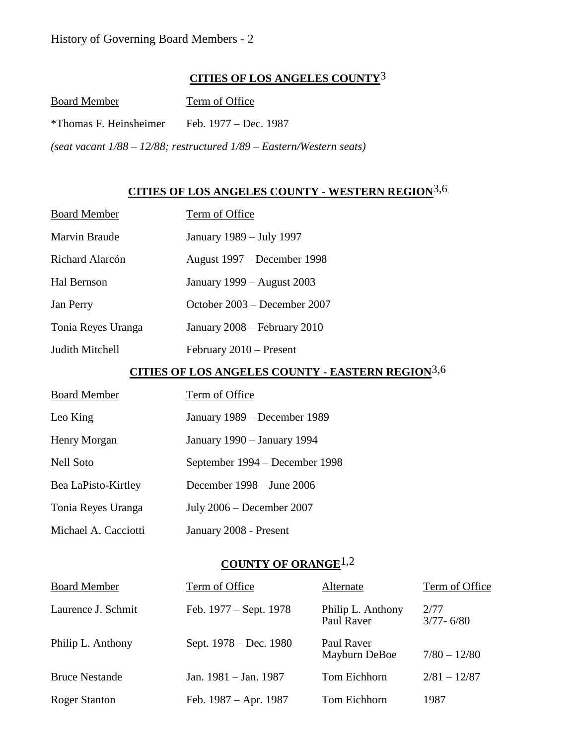## CITIES OF LOS ANGELES COUNTY[3]

| Board Member | Term of Office |
|---|---|
| *Thomas F. Heinsheimer | Feb. 1977 – Dec. 1987 |

*(seat vacant 1/88 – 12/88; restructured 1/89 – Eastern/Western seats)*

## CITIES OF LOS ANGELES COUNTY - WESTERN REGION[3,6]

| Board Member | Term of Office |
|---|---|
| Marvin Braude | January 1989 – July 1997 |
| Richard Alarcón | August 1997 – December 1998 |
| Hal Bernson | January 1999 – August 2003 |
| Jan Perry | October 2003 – December 2007 |
| Tonia Reyes Uranga | January 2008 – February 2010 |
| Judith Mitchell | February 2010 – Present |

## CITIES OF LOS ANGELES COUNTY - EASTERN REGION[3,6]

| Board Member | Term of Office |
|---|---|
| Leo King | January 1989 – December 1989 |
| Henry Morgan | January 1990 – January 1994 |
| Nell Soto | September 1994 – December 1998 |
| Bea LaPisto-Kirtley | December 1998 – June 2006 |
| Tonia Reyes Uranga | July 2006 – December 2007 |
| Michael A. Cacciotti | January 2008 - Present |

## COUNTY OF ORANGE[1,2]

| Board Member | Term of Office | Alternate | Term of Office |
|---|---|---|---|
| Laurence J. Schmit | Feb. 1977 – Sept. 1978 | Philip L. Anthony<br>Paul Raver | 2/77<br>3/77- 6/80 |
| Philip L. Anthony | Sept. 1978 – Dec. 1980 | Paul Raver<br>Mayburn DeBoe | <br>7/80 – 12/80 |
| Bruce Nestande | Jan. 1981 – Jan. 1987 | Tom Eichhorn | 2/81 – 12/87 |
| Roger Stanton | Feb. 1987 – Apr. 1987 | Tom Eichhorn | 1987 |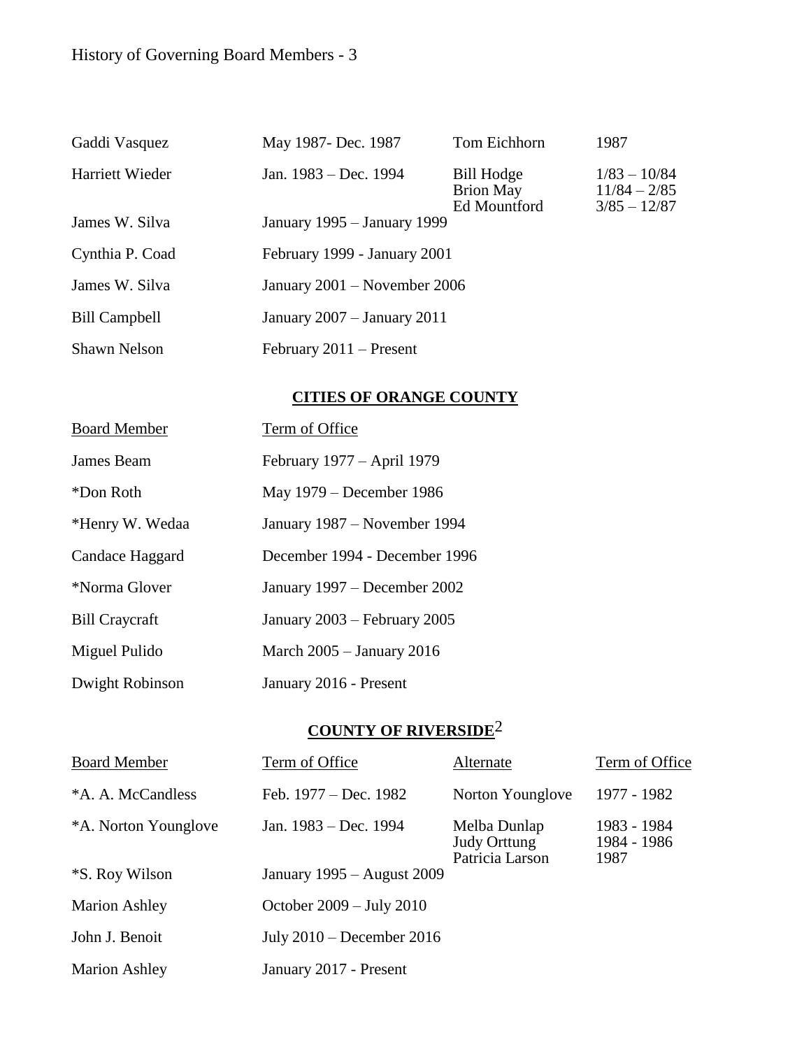| | | | |
|---|---|---|---|
| Gaddi Vasquez | May 1987- Dec. 1987 | Tom Eichhorn | 1987 |
| Harriett Wieder | Jan. 1983 – Dec. 1994 | Bill Hodge<br>Brion May<br>Ed Mountford | 1/83 – 10/84<br>11/84 – 2/85<br>3/85 – 12/87 |
| James W. Silva | January 1995 – January 1999 | | |
| Cynthia P. Coad | February 1999 - January 2001 | | |
| James W. Silva | January 2001 – November 2006 | | |
| Bill Campbell | January 2007 – January 2011 | | |
| Shawn Nelson | February 2011 – Present | | |

## CITIES OF ORANGE COUNTY

| Board Member | Term of Office |
|---|---|
| James Beam | February 1977 – April 1979 |
| *Don Roth | May 1979 – December 1986 |
| *Henry W. Wedaa | January 1987 – November 1994 |
| Candace Haggard | December 1994 - December 1996 |
| *Norma Glover | January 1997 – December 2002 |
| Bill Craycraft | January 2003 – February 2005 |
| Miguel Pulido | March 2005 – January 2016 |
| Dwight Robinson | January 2016 - Present |

## COUNTY OF RIVERSIDE[2]

| Board Member | Term of Office | Alternate | Term of Office |
|---|---|---|---|
| *A. A. McCandless | Feb. 1977 – Dec. 1982 | Norton Younglove | 1977 - 1982 |
| *A. Norton Younglove | Jan. 1983 – Dec. 1994 | Melba Dunlap<br>Judy Orttung<br>Patricia Larson | 1983 - 1984<br>1984 - 1986<br>1987 |
| *S. Roy Wilson | January 1995 – August 2009 | | |
| Marion Ashley | October 2009 – July 2010 | | |
| John J. Benoit | July 2010 – December 2016 | | |
| Marion Ashley | January 2017 - Present | | |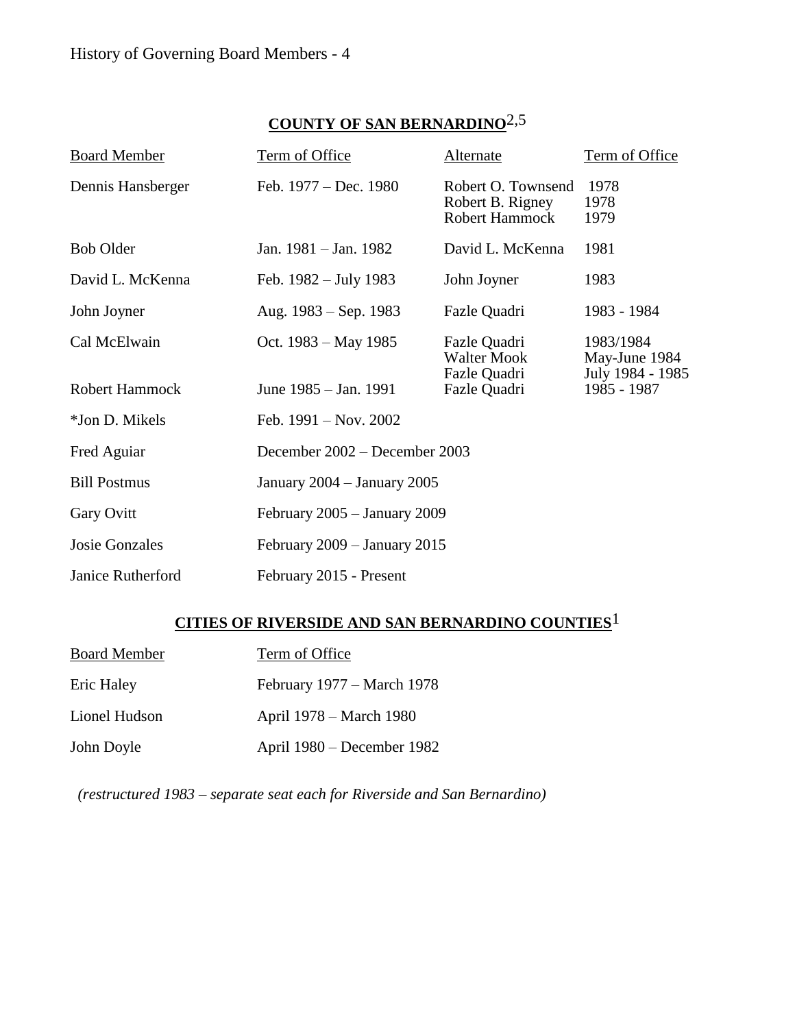History of Governing Board Members - 4

## COUNTY OF SAN BERNARDINO[2,5]

| Board Member | Term of Office | Alternate | Term of Office |
|---|---|---|---|
| Dennis Hansberger | Feb. 1977 – Dec. 1980 | Robert O. Townsend<br>Robert B. Rigney<br>Robert Hammock | 1978<br>1978<br>1979 |
| Bob Older | Jan. 1981 – Jan. 1982 | David L. McKenna | 1981 |
| David L. McKenna | Feb. 1982 – July 1983 | John Joyner | 1983 |
| John Joyner | Aug. 1983 – Sep. 1983 | Fazle Quadri | 1983 - 1984 |
| Cal McElwain | Oct. 1983 – May 1985 | Fazle Quadri<br>Walter Mook<br>Fazle Quadri | 1983/1984<br>May-June 1984<br>July 1984 - 1985 |
| Robert Hammock | June 1985 – Jan. 1991 | Fazle Quadri | 1985 - 1987 |
| *Jon D. Mikels | Feb. 1991 – Nov. 2002 | | |
| Fred Aguiar | December 2002 – December 2003 | | |
| Bill Postmus | January 2004 – January 2005 | | |
| Gary Ovitt | February 2005 – January 2009 | | |
| Josie Gonzales | February 2009 – January 2015 | | |
| Janice Rutherford | February 2015 - Present | | |

## CITIES OF RIVERSIDE AND SAN BERNARDINO COUNTIES[1]

| Board Member | Term of Office |
|---|---|
| Eric Haley | February 1977 – March 1978 |
| Lionel Hudson | April 1978 – March 1980 |
| John Doyle | April 1980 – December 1982 |

*(restructured 1983 – separate seat each for Riverside and San Bernardino)*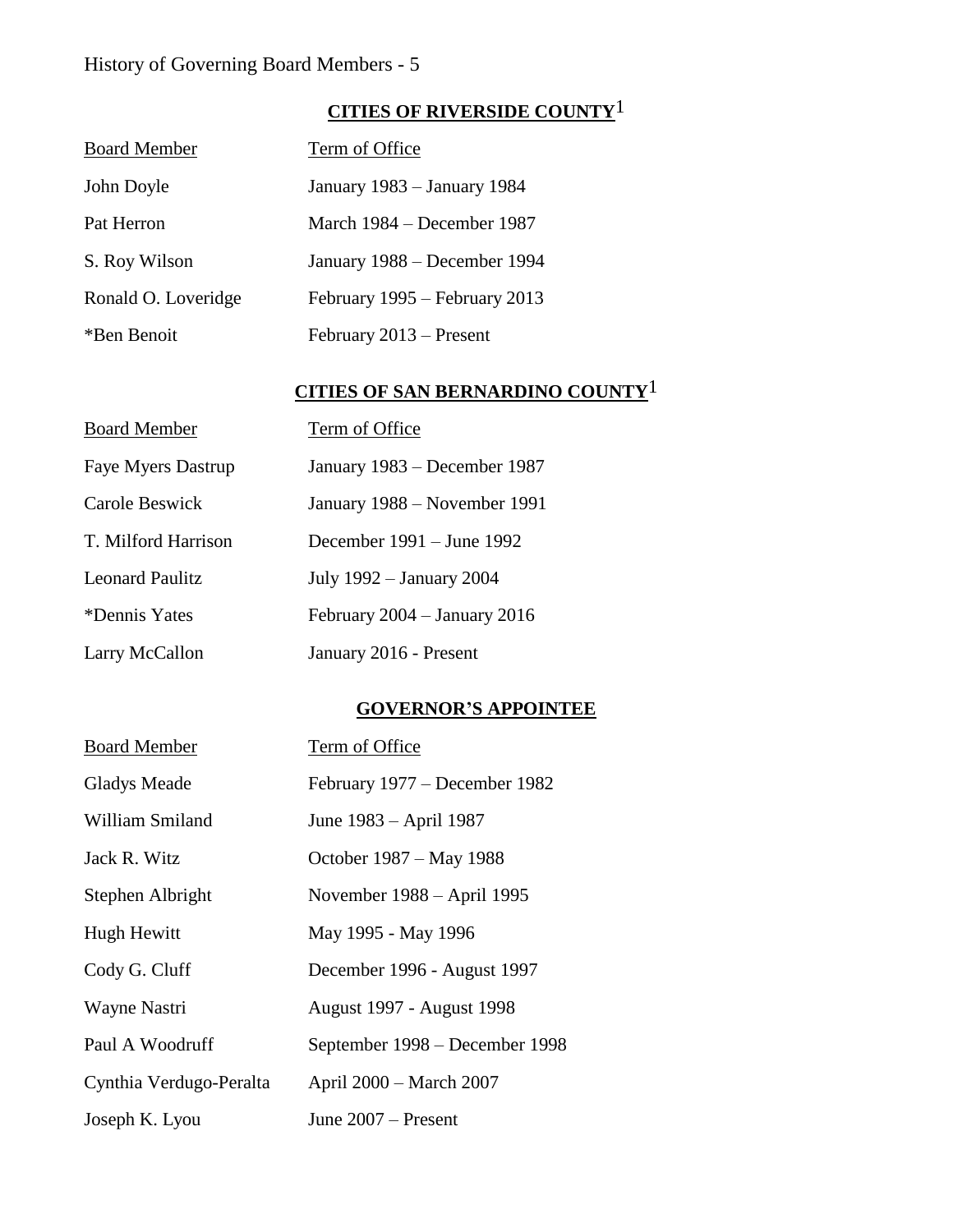History of Governing Board Members - 5

## CITIES OF RIVERSIDE COUNTY[1]

| Board Member | Term of Office |
| --- | --- |
| John Doyle | January 1983 – January 1984 |
| Pat Herron | March 1984 – December 1987 |
| S. Roy Wilson | January 1988 – December 1994 |
| Ronald O. Loveridge | February 1995 – February 2013 |
| *Ben Benoit | February 2013 – Present |

## CITIES OF SAN BERNARDINO COUNTY[1]

| Board Member | Term of Office |
| --- | --- |
| Faye Myers Dastrup | January 1983 – December 1987 |
| Carole Beswick | January 1988 – November 1991 |
| T. Milford Harrison | December 1991 – June 1992 |
| Leonard Paulitz | July 1992 – January 2004 |
| *Dennis Yates | February 2004 – January 2016 |
| Larry McCallon | January 2016 - Present |

## GOVERNOR'S APPOINTEE

| Board Member | Term of Office |
| --- | --- |
| Gladys Meade | February 1977 – December 1982 |
| William Smiland | June 1983 – April 1987 |
| Jack R. Witz | October 1987 – May 1988 |
| Stephen Albright | November 1988 – April 1995 |
| Hugh Hewitt | May 1995 - May 1996 |
| Cody G. Cluff | December 1996 - August 1997 |
| Wayne Nastri | August 1997 - August 1998 |
| Paul A Woodruff | September 1998 – December 1998 |
| Cynthia Verdugo-Peralta | April 2000 – March 2007 |
| Joseph K. Lyou | June 2007 – Present |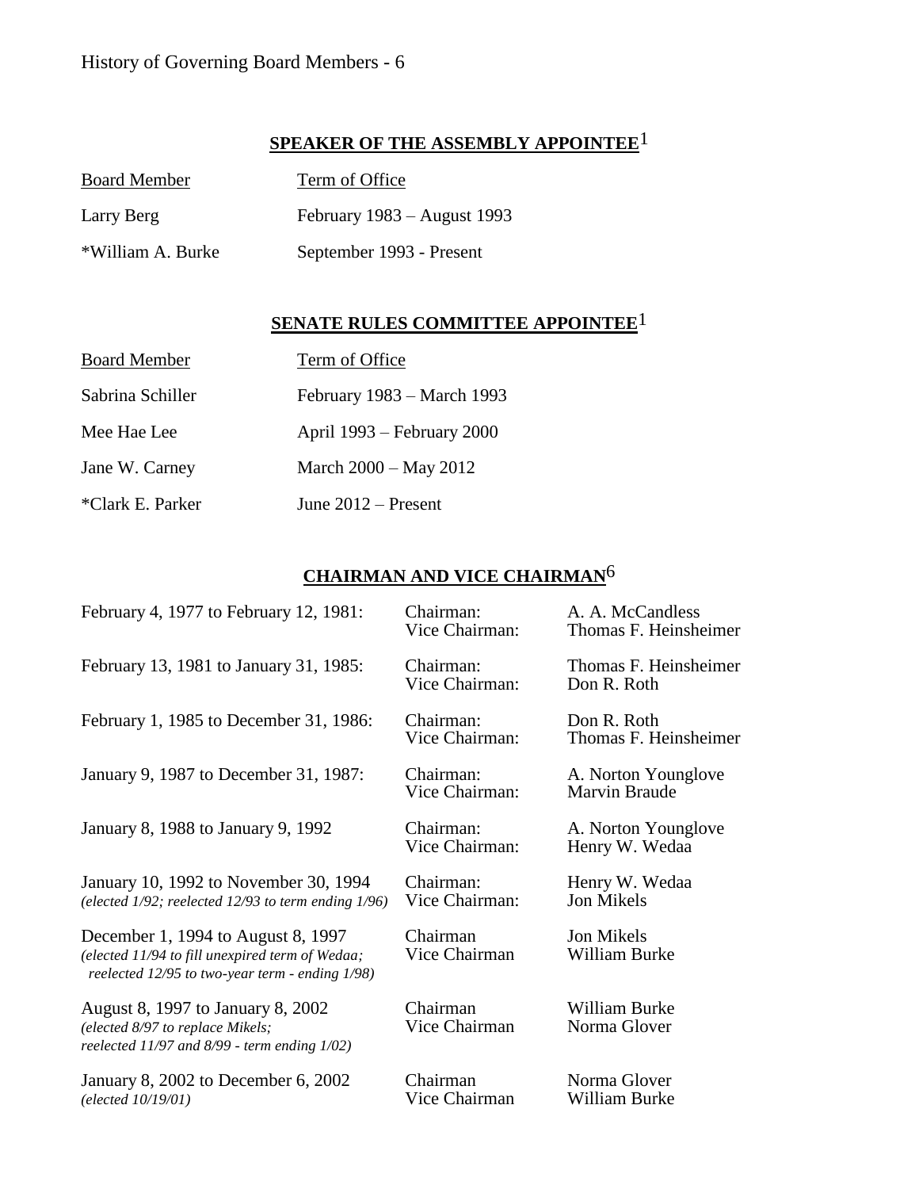## SPEAKER OF THE ASSEMBLY APPOINTEE[1]

| Board Member | Term of Office |
|---|---|
| Larry Berg | February 1983 – August 1993 |
| *William A. Burke | September 1993 - Present |

## SENATE RULES COMMITTEE APPOINTEE[1]

| Board Member | Term of Office |
|---|---|
| Sabrina Schiller | February 1983 – March 1993 |
| Mee Hae Lee | April 1993 – February 2000 |
| Jane W. Carney | March 2000 – May 2012 |
| *Clark E. Parker | June 2012 – Present |

## CHAIRMAN AND VICE CHAIRMAN[6]

| Period | Office | Name |
|---|---|---|
| February 4, 1977 to February 12, 1981: | Chairman:<br>Vice Chairman: | A. A. McCandless<br>Thomas F. Heinsheimer |
| February 13, 1981 to January 31, 1985: | Chairman:<br>Vice Chairman: | Thomas F. Heinsheimer<br>Don R. Roth |
| February 1, 1985 to December 31, 1986: | Chairman:<br>Vice Chairman: | Don R. Roth<br>Thomas F. Heinsheimer |
| January 9, 1987 to December 31, 1987: | Chairman:<br>Vice Chairman: | A. Norton Younglove<br>Marvin Braude |
| January 8, 1988 to January 9, 1992 | Chairman:<br>Vice Chairman: | A. Norton Younglove<br>Henry W. Wedaa |
| January 10, 1992 to November 30, 1994<br>*(elected 1/92; reelected 12/93 to term ending 1/96)* | Chairman:<br>Vice Chairman: | Henry W. Wedaa<br>Jon Mikels |
| December 1, 1994 to August 8, 1997<br>*(elected 11/94 to fill unexpired term of Wedaa; reelected 12/95 to two-year term - ending 1/98)* | Chairman<br>Vice Chairman | Jon Mikels<br>William Burke |
| August 8, 1997 to January 8, 2002<br>*(elected 8/97 to replace Mikels; reelected 11/97 and 8/99 - term ending 1/02)* | Chairman<br>Vice Chairman | William Burke<br>Norma Glover |
| January 8, 2002 to December 6, 2002<br>*(elected 10/19/01)* | Chairman<br>Vice Chairman | Norma Glover<br>William Burke |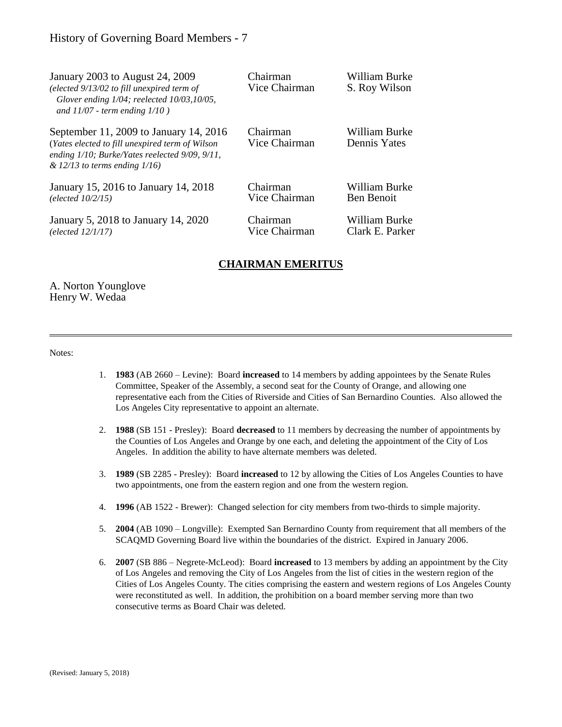| | | |
|---|---|---|
| January 2003 to August 24, 2009<br>*(elected 9/13/02 to fill unexpired term of Glover ending 1/04; reelected 10/03,10/05, and 11/07 - term ending 1/10 )* | Chairman<br>Vice Chairman | William Burke<br>S. Roy Wilson |
| September 11, 2009 to January 14, 2016<br>*(Yates elected to fill unexpired term of Wilson ending 1/10; Burke/Yates reelected 9/09, 9/11, & 12/13 to terms ending 1/16)* | Chairman<br>Vice Chairman | William Burke<br>Dennis Yates |
| January 15, 2016 to January 14, 2018<br>*(elected 10/2/15)* | Chairman<br>Vice Chairman | William Burke<br>Ben Benoit |
| January 5, 2018 to January 14, 2020<br>*(elected 12/1/17)* | Chairman<br>Vice Chairman | William Burke<br>Clark E. Parker |

## CHAIRMAN EMERITUS

A. Norton Younglove
Henry W. Wedaa

---

Notes:

1. **1983** (AB 2660 – Levine): Board **increased** to 14 members by adding appointees by the Senate Rules Committee, Speaker of the Assembly, a second seat for the County of Orange, and allowing one representative each from the Cities of Riverside and Cities of San Bernardino Counties. Also allowed the Los Angeles City representative to appoint an alternate.

2. **1988** (SB 151 - Presley): Board **decreased** to 11 members by decreasing the number of appointments by the Counties of Los Angeles and Orange by one each, and deleting the appointment of the City of Los Angeles. In addition the ability to have alternate members was deleted.

3. **1989** (SB 2285 - Presley): Board **increased** to 12 by allowing the Cities of Los Angeles Counties to have two appointments, one from the eastern region and one from the western region.

4. **1996** (AB 1522 - Brewer): Changed selection for city members from two-thirds to simple majority.

5. **2004** (AB 1090 – Longville): Exempted San Bernardino County from requirement that all members of the SCAQMD Governing Board live within the boundaries of the district. Expired in January 2006.

6. **2007** (SB 886 – Negrete-McLeod): Board **increased** to 13 members by adding an appointment by the City of Los Angeles and removing the City of Los Angeles from the list of cities in the western region of the Cities of Los Angeles County. The cities comprising the eastern and western regions of Los Angeles County were reconstituted as well. In addition, the prohibition on a board member serving more than two consecutive terms as Board Chair was deleted.

(Revised: January 5, 2018)